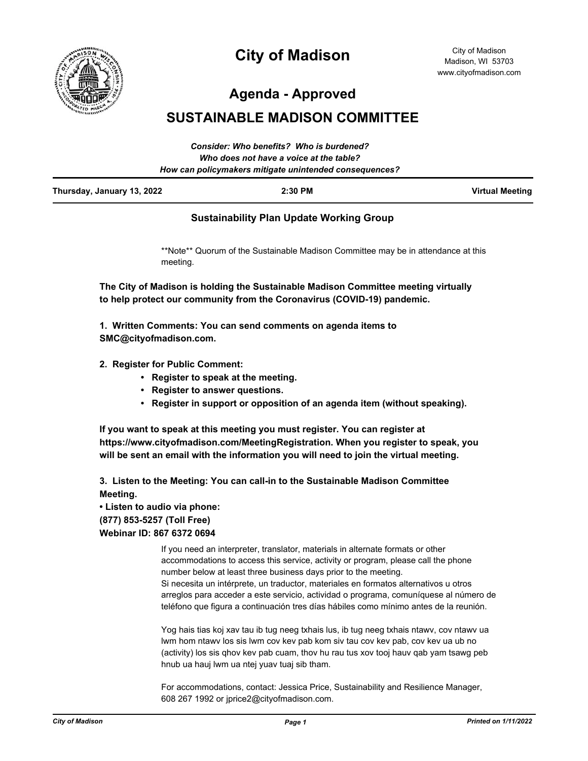# City of Madison

City of Madison
Madison, WI 53703
www.cityofmadison.com

## Agenda - Approved

## SUSTAINABLE MADISON COMMITTEE

***Consider: Who benefits? Who is burdened?***
***Who does not have a voice at the table?***
***How can policymakers mitigate unintended consequences?***

**Thursday, January 13, 2022** | **2:30 PM** | **Virtual Meeting**

### Sustainability Plan Update Working Group

**Note** Quorum of the Sustainable Madison Committee may be in attendance at this meeting.

**The City of Madison is holding the Sustainable Madison Committee meeting virtually to help protect our community from the Coronavirus (COVID-19) pandemic.**

**1. Written Comments: You can send comments on agenda items to SMC@cityofmadison.com.**

**2. Register for Public Comment:**

- **Register to speak at the meeting.**
- **Register to answer questions.**
- **Register in support or opposition of an agenda item (without speaking).**

**If you want to speak at this meeting you must register. You can register at https://www.cityofmadison.com/MeetingRegistration. When you register to speak, you will be sent an email with the information you will need to join the virtual meeting.**

**3. Listen to the Meeting: You can call-in to the Sustainable Madison Committee Meeting.**
**• Listen to audio via phone:**
**(877) 853-5257 (Toll Free)**
**Webinar ID: 867 6372 0694**

If you need an interpreter, translator, materials in alternate formats or other accommodations to access this service, activity or program, please call the phone number below at least three business days prior to the meeting.
Si necesita un intérprete, un traductor, materiales en formatos alternativos u otros arreglos para acceder a este servicio, actividad o programa, comuníquese al número de teléfono que figura a continuación tres días hábiles como mínimo antes de la reunión.

Yog hais tias koj xav tau ib tug neeg txhais lus, ib tug neeg txhais ntawv, cov ntawv ua lwm hom ntawv los sis lwm cov kev pab kom siv tau cov kev pab, cov kev ua ub no (activity) los sis qhov kev pab cuam, thov hu rau tus xov tooj hauv qab yam tsawg peb hnub ua hauj lwm ua ntej yuav tuaj sib tham.

For accommodations, contact: Jessica Price, Sustainability and Resilience Manager, 608 267 1992 or jprice2@cityofmadison.com.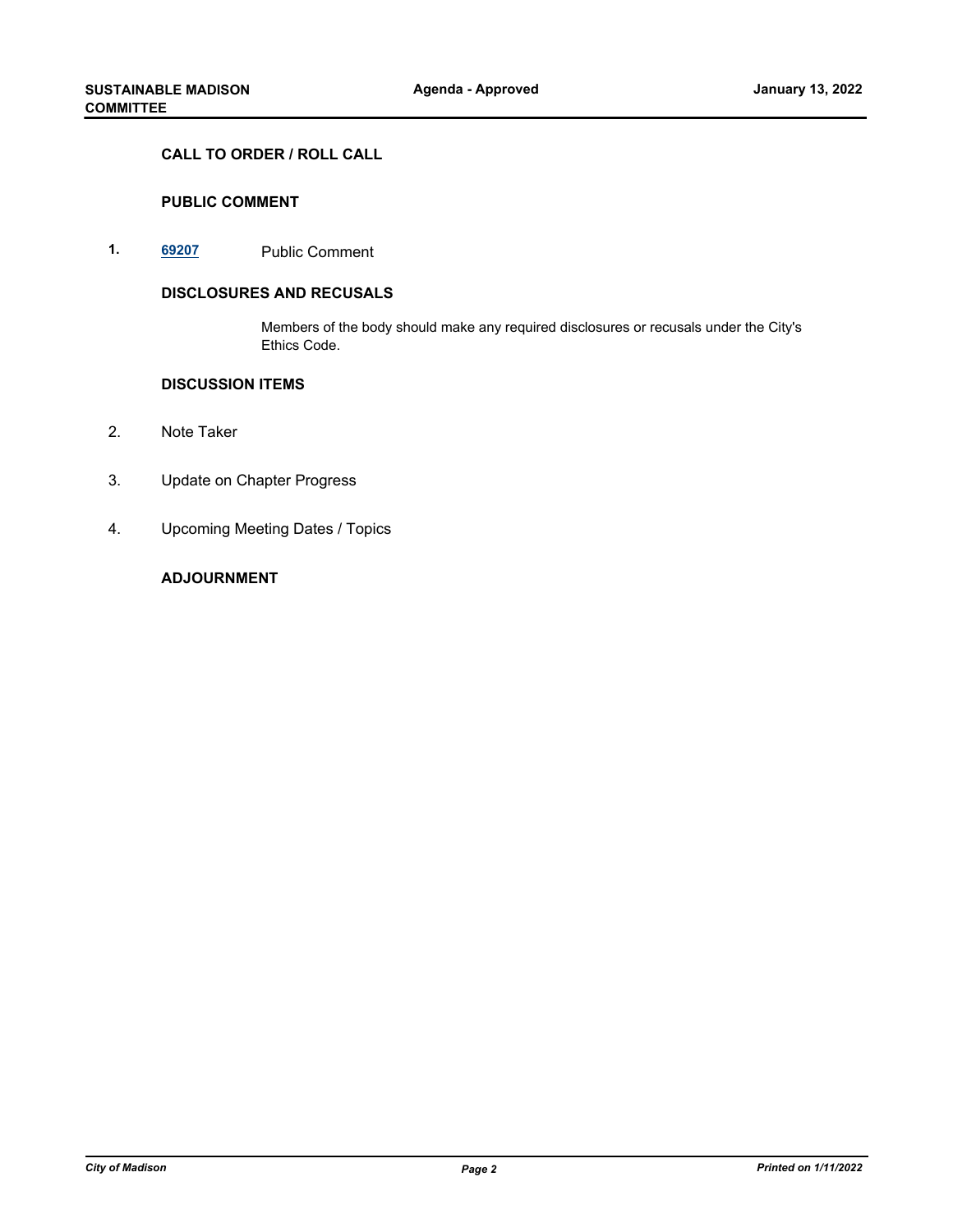## CALL TO ORDER / ROLL CALL

## PUBLIC COMMENT

**1.** **69207** Public Comment

## DISCLOSURES AND RECUSALS

Members of the body should make any required disclosures or recusals under the City's Ethics Code.

## DISCUSSION ITEMS

2. Note Taker

3. Update on Chapter Progress

4. Upcoming Meeting Dates / Topics

## ADJOURNMENT